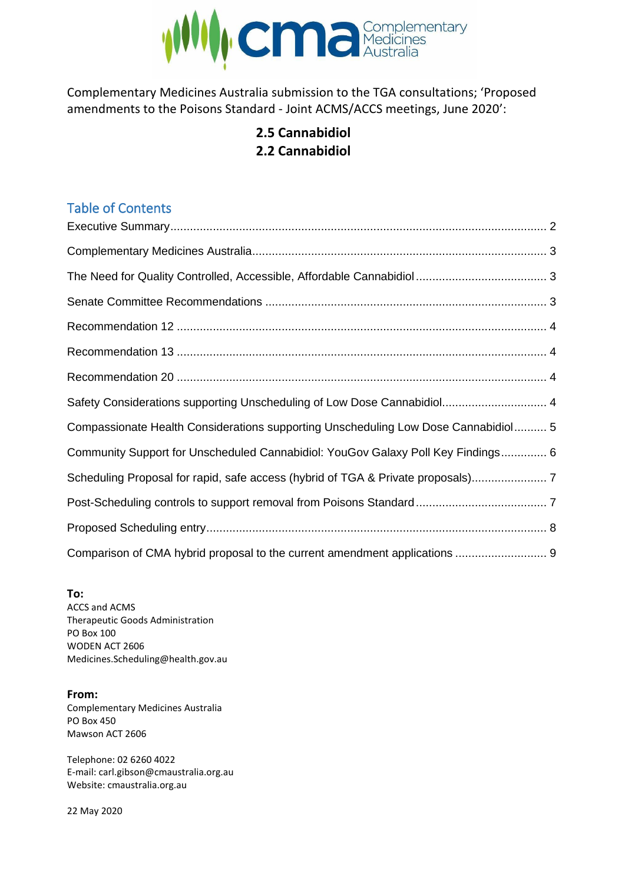Complementary Medicines Australia

Complementary Medicines Australia submission to the TGA consultations; 'Proposed amendments to the Poisons Standard - Joint ACMS/ACCS meetings, June 2020':

**2.5 Cannabidiol**
**2.2 Cannabidiol**

## Table of Contents

Executive Summary .......... 2

Complementary Medicines Australia .......... 3

The Need for Quality Controlled, Accessible, Affordable Cannabidiol .......... 3

Senate Committee Recommendations .......... 3

Recommendation 12 .......... 4

Recommendation 13 .......... 4

Recommendation 20 .......... 4

Safety Considerations supporting Unscheduling of Low Dose Cannabidiol .......... 4

Compassionate Health Considerations supporting Unscheduling Low Dose Cannabidiol .......... 5

Community Support for Unscheduled Cannabidiol: YouGov Galaxy Poll Key Findings .......... 6

Scheduling Proposal for rapid, safe access (hybrid of TGA & Private proposals) .......... 7

Post-Scheduling controls to support removal from Poisons Standard .......... 7

Proposed Scheduling entry .......... 8

Comparison of CMA hybrid proposal to the current amendment applications .......... 9

**To:**
ACCS and ACMS
Therapeutic Goods Administration
PO Box 100
WODEN ACT 2606
Medicines.Scheduling@health.gov.au

**From:**
Complementary Medicines Australia
PO Box 450
Mawson ACT 2606

Telephone: 02 6260 4022
E-mail: carl.gibson@cmaustralia.org.au
Website: cmaustralia.org.au

22 May 2020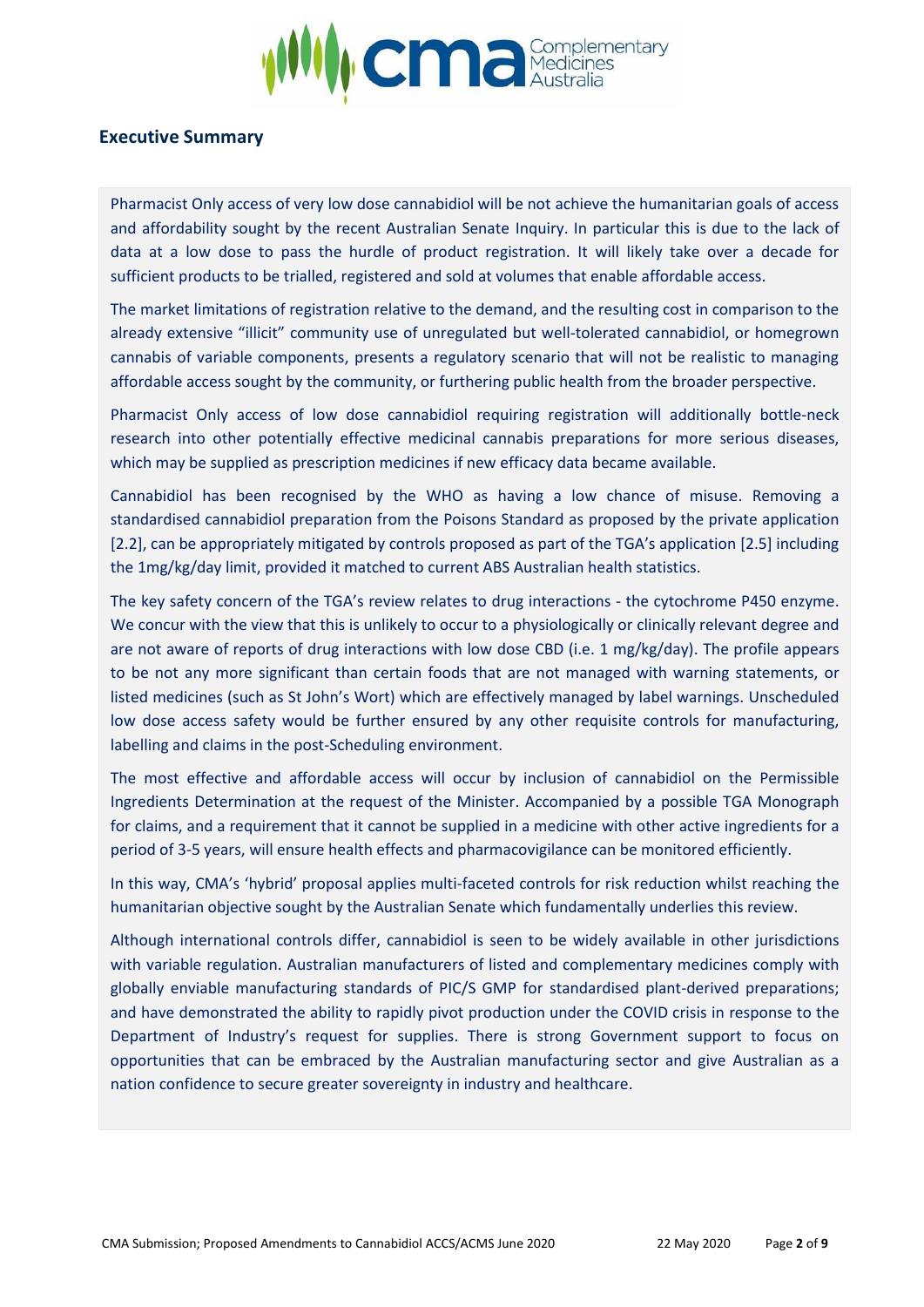## Executive Summary

Pharmacist Only access of very low dose cannabidiol will be not achieve the humanitarian goals of access and affordability sought by the recent Australian Senate Inquiry. In particular this is due to the lack of data at a low dose to pass the hurdle of product registration. It will likely take over a decade for sufficient products to be trialled, registered and sold at volumes that enable affordable access.

The market limitations of registration relative to the demand, and the resulting cost in comparison to the already extensive "illicit" community use of unregulated but well-tolerated cannabidiol, or homegrown cannabis of variable components, presents a regulatory scenario that will not be realistic to managing affordable access sought by the community, or furthering public health from the broader perspective.

Pharmacist Only access of low dose cannabidiol requiring registration will additionally bottle-neck research into other potentially effective medicinal cannabis preparations for more serious diseases, which may be supplied as prescription medicines if new efficacy data became available.

Cannabidiol has been recognised by the WHO as having a low chance of misuse. Removing a standardised cannabidiol preparation from the Poisons Standard as proposed by the private application [2.2], can be appropriately mitigated by controls proposed as part of the TGA's application [2.5] including the 1mg/kg/day limit, provided it matched to current ABS Australian health statistics.

The key safety concern of the TGA's review relates to drug interactions - the cytochrome P450 enzyme. We concur with the view that this is unlikely to occur to a physiologically or clinically relevant degree and are not aware of reports of drug interactions with low dose CBD (i.e. 1 mg/kg/day). The profile appears to be not any more significant than certain foods that are not managed with warning statements, or listed medicines (such as St John's Wort) which are effectively managed by label warnings. Unscheduled low dose access safety would be further ensured by any other requisite controls for manufacturing, labelling and claims in the post-Scheduling environment.

The most effective and affordable access will occur by inclusion of cannabidiol on the Permissible Ingredients Determination at the request of the Minister. Accompanied by a possible TGA Monograph for claims, and a requirement that it cannot be supplied in a medicine with other active ingredients for a period of 3-5 years, will ensure health effects and pharmacovigilance can be monitored efficiently.

In this way, CMA's 'hybrid' proposal applies multi-faceted controls for risk reduction whilst reaching the humanitarian objective sought by the Australian Senate which fundamentally underlies this review.

Although international controls differ, cannabidiol is seen to be widely available in other jurisdictions with variable regulation. Australian manufacturers of listed and complementary medicines comply with globally enviable manufacturing standards of PIC/S GMP for standardised plant-derived preparations; and have demonstrated the ability to rapidly pivot production under the COVID crisis in response to the Department of Industry's request for supplies. There is strong Government support to focus on opportunities that can be embraced by the Australian manufacturing sector and give Australian as a nation confidence to secure greater sovereignty in industry and healthcare.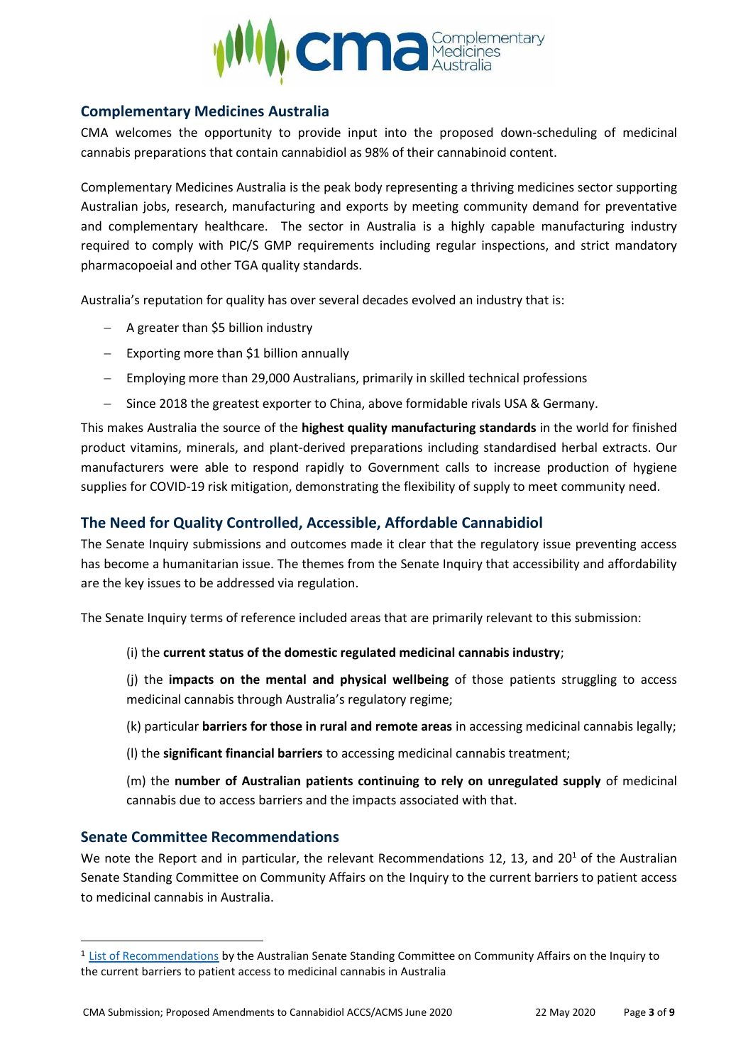## Complementary Medicines Australia

CMA welcomes the opportunity to provide input into the proposed down-scheduling of medicinal cannabis preparations that contain cannabidiol as 98% of their cannabinoid content.

Complementary Medicines Australia is the peak body representing a thriving medicines sector supporting Australian jobs, research, manufacturing and exports by meeting community demand for preventative and complementary healthcare. The sector in Australia is a highly capable manufacturing industry required to comply with PIC/S GMP requirements including regular inspections, and strict mandatory pharmacopoeial and other TGA quality standards.

Australia's reputation for quality has over several decades evolved an industry that is:

- A greater than $5 billion industry
- Exporting more than $1 billion annually
- Employing more than 29,000 Australians, primarily in skilled technical professions
- Since 2018 the greatest exporter to China, above formidable rivals USA & Germany.

This makes Australia the source of the **highest quality manufacturing standards** in the world for finished product vitamins, minerals, and plant-derived preparations including standardised herbal extracts. Our manufacturers were able to respond rapidly to Government calls to increase production of hygiene supplies for COVID-19 risk mitigation, demonstrating the flexibility of supply to meet community need.

## The Need for Quality Controlled, Accessible, Affordable Cannabidiol

The Senate Inquiry submissions and outcomes made it clear that the regulatory issue preventing access has become a humanitarian issue. The themes from the Senate Inquiry that accessibility and affordability are the key issues to be addressed via regulation.

The Senate Inquiry terms of reference included areas that are primarily relevant to this submission:

(i) the **current status of the domestic regulated medicinal cannabis industry**;

(j) the **impacts on the mental and physical wellbeing** of those patients struggling to access medicinal cannabis through Australia's regulatory regime;

(k) particular **barriers for those in rural and remote areas** in accessing medicinal cannabis legally;

(l) the **significant financial barriers** to accessing medicinal cannabis treatment;

(m) the **number of Australian patients continuing to rely on unregulated supply** of medicinal cannabis due to access barriers and the impacts associated with that.

## Senate Committee Recommendations

We note the Report and in particular, the relevant Recommendations 12, 13, and 20[1] of the Australian Senate Standing Committee on Community Affairs on the Inquiry to the current barriers to patient access to medicinal cannabis in Australia.

---

[1] List of Recommendations by the Australian Senate Standing Committee on Community Affairs on the Inquiry to the current barriers to patient access to medicinal cannabis in Australia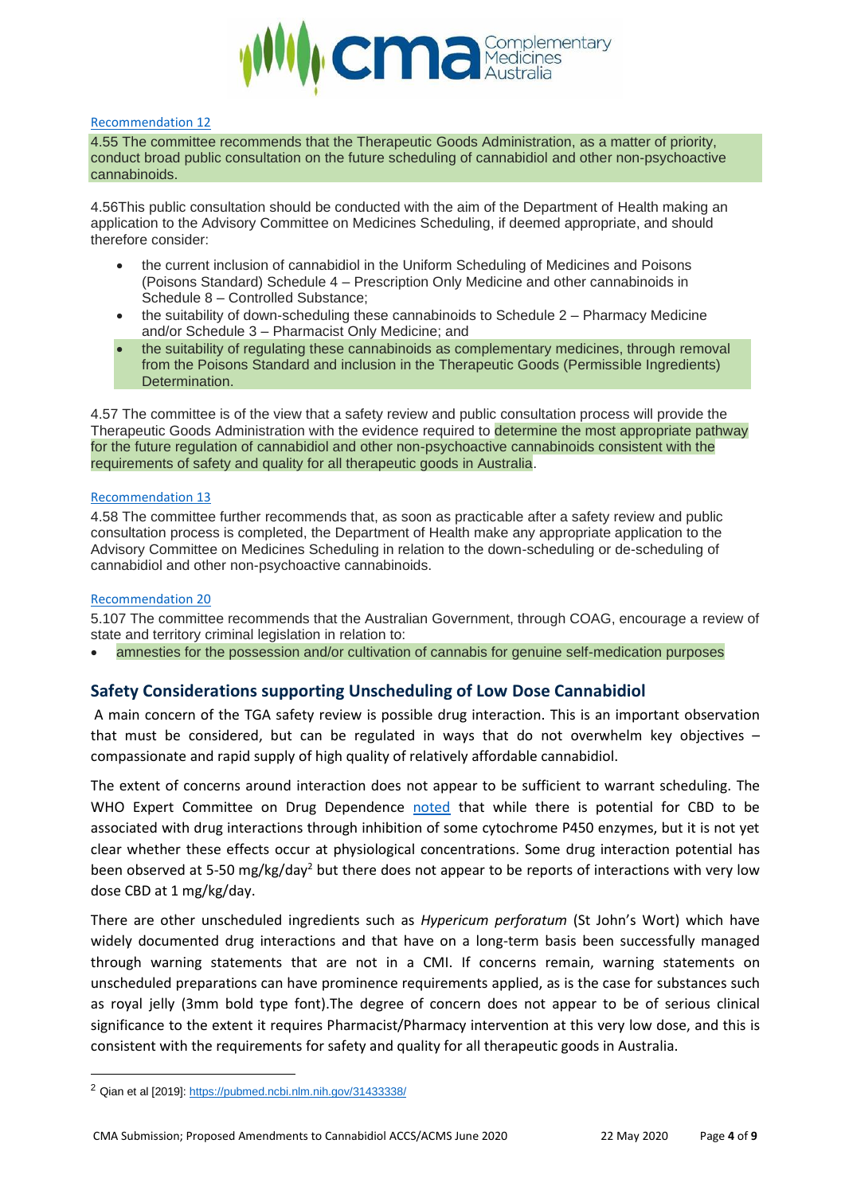Recommendation 12

4.55 The committee recommends that the Therapeutic Goods Administration, as a matter of priority, conduct broad public consultation on the future scheduling of cannabidiol and other non-psychoactive cannabinoids.

4.56This public consultation should be conducted with the aim of the Department of Health making an application to the Advisory Committee on Medicines Scheduling, if deemed appropriate, and should therefore consider:

- the current inclusion of cannabidiol in the Uniform Scheduling of Medicines and Poisons (Poisons Standard) Schedule 4 – Prescription Only Medicine and other cannabinoids in Schedule 8 – Controlled Substance;
- the suitability of down-scheduling these cannabinoids to Schedule 2 – Pharmacy Medicine and/or Schedule 3 – Pharmacist Only Medicine; and
- the suitability of regulating these cannabinoids as complementary medicines, through removal from the Poisons Standard and inclusion in the Therapeutic Goods (Permissible Ingredients) Determination.

4.57 The committee is of the view that a safety review and public consultation process will provide the Therapeutic Goods Administration with the evidence required to determine the most appropriate pathway for the future regulation of cannabidiol and other non-psychoactive cannabinoids consistent with the requirements of safety and quality for all therapeutic goods in Australia.

Recommendation 13

4.58 The committee further recommends that, as soon as practicable after a safety review and public consultation process is completed, the Department of Health make any appropriate application to the Advisory Committee on Medicines Scheduling in relation to the down-scheduling or de-scheduling of cannabidiol and other non-psychoactive cannabinoids.

Recommendation 20

5.107 The committee recommends that the Australian Government, through COAG, encourage a review of state and territory criminal legislation in relation to:

- amnesties for the possession and/or cultivation of cannabis for genuine self-medication purposes

## Safety Considerations supporting Unscheduling of Low Dose Cannabidiol

A main concern of the TGA safety review is possible drug interaction. This is an important observation that must be considered, but can be regulated in ways that do not overwhelm key objectives – compassionate and rapid supply of high quality of relatively affordable cannabidiol.

The extent of concerns around interaction does not appear to be sufficient to warrant scheduling. The WHO Expert Committee on Drug Dependence noted that while there is potential for CBD to be associated with drug interactions through inhibition of some cytochrome P450 enzymes, but it is not yet clear whether these effects occur at physiological concentrations. Some drug interaction potential has been observed at 5-50 mg/kg/day[2] but there does not appear to be reports of interactions with very low dose CBD at 1 mg/kg/day.

There are other unscheduled ingredients such as *Hypericum perforatum* (St John's Wort) which have widely documented drug interactions and that have on a long-term basis been successfully managed through warning statements that are not in a CMI. If concerns remain, warning statements on unscheduled preparations can have prominence requirements applied, as is the case for substances such as royal jelly (3mm bold type font).The degree of concern does not appear to be of serious clinical significance to the extent it requires Pharmacist/Pharmacy intervention at this very low dose, and this is consistent with the requirements for safety and quality for all therapeutic goods in Australia.

[2] Qian et al [2019]: https://pubmed.ncbi.nlm.nih.gov/31433338/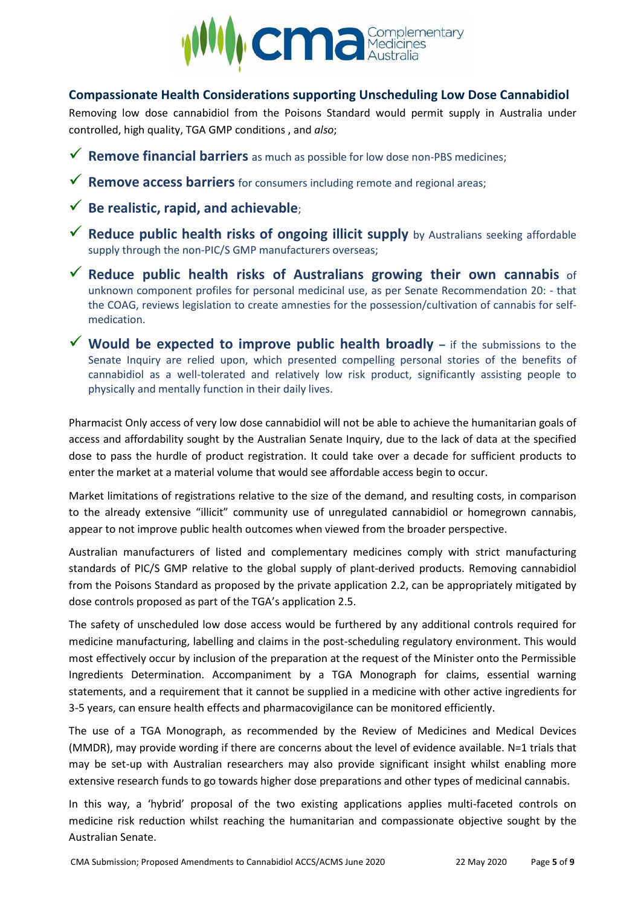## Compassionate Health Considerations supporting Unscheduling Low Dose Cannabidiol

Removing low dose cannabidiol from the Poisons Standard would permit supply in Australia under controlled, high quality, TGA GMP conditions , and *also*;

- ✓ **Remove financial barriers** as much as possible for low dose non-PBS medicines;
- ✓ **Remove access barriers** for consumers including remote and regional areas;
- ✓ **Be realistic, rapid, and achievable**;
- ✓ **Reduce public health risks of ongoing illicit supply** by Australians seeking affordable supply through the non-PIC/S GMP manufacturers overseas;
- ✓ **Reduce public health risks of Australians growing their own cannabis** of unknown component profiles for personal medicinal use, as per Senate Recommendation 20: - that the COAG, reviews legislation to create amnesties for the possession/cultivation of cannabis for self-medication.
- ✓ **Would be expected to improve public health broadly –** if the submissions to the Senate Inquiry are relied upon, which presented compelling personal stories of the benefits of cannabidiol as a well-tolerated and relatively low risk product, significantly assisting people to physically and mentally function in their daily lives.

Pharmacist Only access of very low dose cannabidiol will not be able to achieve the humanitarian goals of access and affordability sought by the Australian Senate Inquiry, due to the lack of data at the specified dose to pass the hurdle of product registration. It could take over a decade for sufficient products to enter the market at a material volume that would see affordable access begin to occur.

Market limitations of registrations relative to the size of the demand, and resulting costs, in comparison to the already extensive "illicit" community use of unregulated cannabidiol or homegrown cannabis, appear to not improve public health outcomes when viewed from the broader perspective.

Australian manufacturers of listed and complementary medicines comply with strict manufacturing standards of PIC/S GMP relative to the global supply of plant-derived products. Removing cannabidiol from the Poisons Standard as proposed by the private application 2.2, can be appropriately mitigated by dose controls proposed as part of the TGA's application 2.5.

The safety of unscheduled low dose access would be furthered by any additional controls required for medicine manufacturing, labelling and claims in the post-scheduling regulatory environment. This would most effectively occur by inclusion of the preparation at the request of the Minister onto the Permissible Ingredients Determination. Accompaniment by a TGA Monograph for claims, essential warning statements, and a requirement that it cannot be supplied in a medicine with other active ingredients for 3-5 years, can ensure health effects and pharmacovigilance can be monitored efficiently.

The use of a TGA Monograph, as recommended by the Review of Medicines and Medical Devices (MMDR), may provide wording if there are concerns about the level of evidence available. N=1 trials that may be set-up with Australian researchers may also provide significant insight whilst enabling more extensive research funds to go towards higher dose preparations and other types of medicinal cannabis.

In this way, a 'hybrid' proposal of the two existing applications applies multi-faceted controls on medicine risk reduction whilst reaching the humanitarian and compassionate objective sought by the Australian Senate.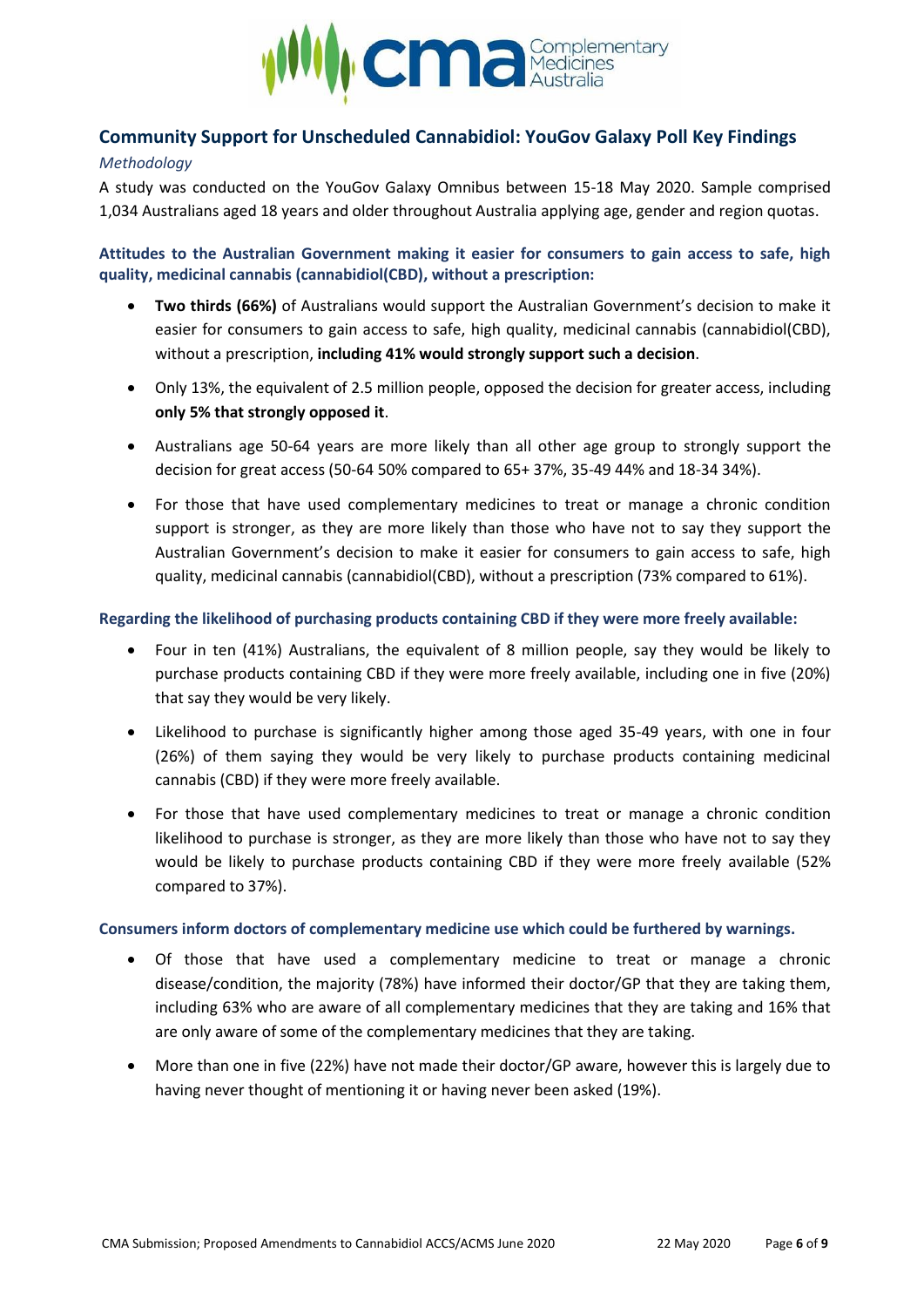## Community Support for Unscheduled Cannabidiol: YouGov Galaxy Poll Key Findings

*Methodology*

A study was conducted on the YouGov Galaxy Omnibus between 15-18 May 2020. Sample comprised 1,034 Australians aged 18 years and older throughout Australia applying age, gender and region quotas.

### Attitudes to the Australian Government making it easier for consumers to gain access to safe, high quality, medicinal cannabis (cannabidiol(CBD), without a prescription:

- **Two thirds (66%)** of Australians would support the Australian Government's decision to make it easier for consumers to gain access to safe, high quality, medicinal cannabis (cannabidiol(CBD), without a prescription, **including 41% would strongly support such a decision**.
- Only 13%, the equivalent of 2.5 million people, opposed the decision for greater access, including **only 5% that strongly opposed it**.
- Australians age 50-64 years are more likely than all other age group to strongly support the decision for great access (50-64 50% compared to 65+ 37%, 35-49 44% and 18-34 34%).
- For those that have used complementary medicines to treat or manage a chronic condition support is stronger, as they are more likely than those who have not to say they support the Australian Government's decision to make it easier for consumers to gain access to safe, high quality, medicinal cannabis (cannabidiol(CBD), without a prescription (73% compared to 61%).

### Regarding the likelihood of purchasing products containing CBD if they were more freely available:

- Four in ten (41%) Australians, the equivalent of 8 million people, say they would be likely to purchase products containing CBD if they were more freely available, including one in five (20%) that say they would be very likely.
- Likelihood to purchase is significantly higher among those aged 35-49 years, with one in four (26%) of them saying they would be very likely to purchase products containing medicinal cannabis (CBD) if they were more freely available.
- For those that have used complementary medicines to treat or manage a chronic condition likelihood to purchase is stronger, as they are more likely than those who have not to say they would be likely to purchase products containing CBD if they were more freely available (52% compared to 37%).

### Consumers inform doctors of complementary medicine use which could be furthered by warnings.

- Of those that have used a complementary medicine to treat or manage a chronic disease/condition, the majority (78%) have informed their doctor/GP that they are taking them, including 63% who are aware of all complementary medicines that they are taking and 16% that are only aware of some of the complementary medicines that they are taking.
- More than one in five (22%) have not made their doctor/GP aware, however this is largely due to having never thought of mentioning it or having never been asked (19%).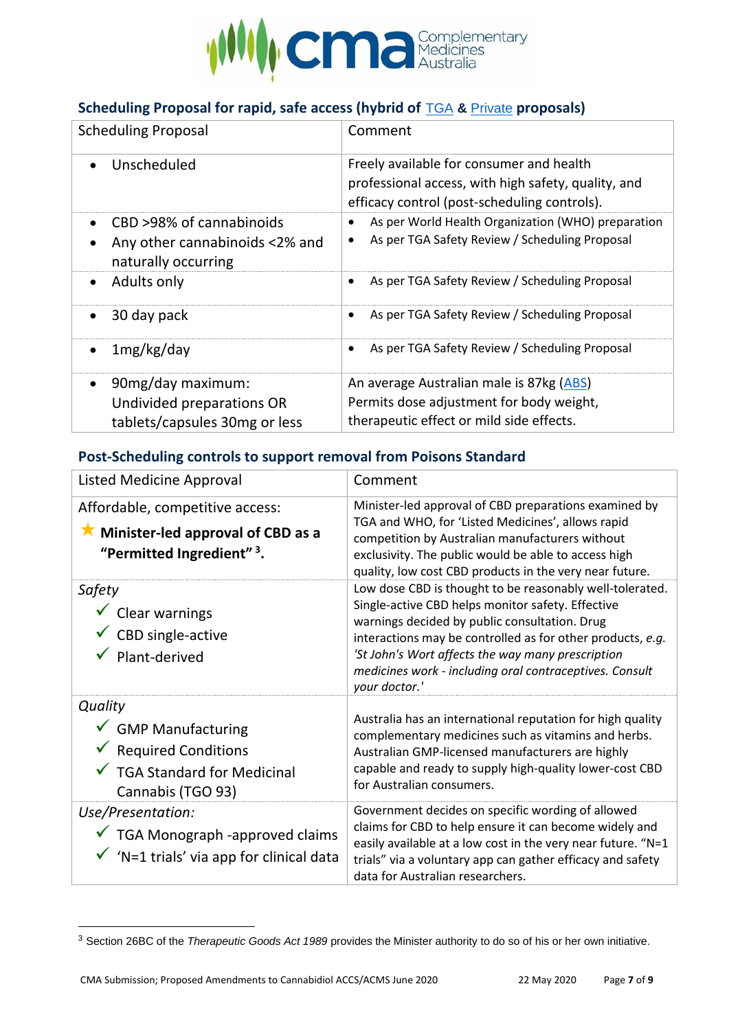### Scheduling Proposal for rapid, safe access (hybrid of TGA & Private proposals)

| Scheduling Proposal | Comment |
|---|---|
| • Unscheduled | Freely available for consumer and health professional access, with high safety, quality, and efficacy control (post-scheduling controls). |
| • CBD >98% of cannabinoids<br>• Any other cannabinoids <2% and naturally occurring | • As per World Health Organization (WHO) preparation<br>• As per TGA Safety Review / Scheduling Proposal |
| • Adults only | • As per TGA Safety Review / Scheduling Proposal |
| • 30 day pack | • As per TGA Safety Review / Scheduling Proposal |
| • 1mg/kg/day | • As per TGA Safety Review / Scheduling Proposal |
| • 90mg/day maximum: Undivided preparations OR tablets/capsules 30mg or less | An average Australian male is 87kg (ABS) Permits dose adjustment for body weight, therapeutic effect or mild side effects. |

### Post-Scheduling controls to support removal from Poisons Standard

| Listed Medicine Approval | Comment |
|---|---|
| Affordable, competitive access:<br>★ **Minister-led approval of CBD as a "Permitted Ingredient"** [3]**.** | Minister-led approval of CBD preparations examined by TGA and WHO, for 'Listed Medicines', allows rapid competition by Australian manufacturers without exclusivity. The public would be able to access high quality, low cost CBD products in the very near future. |
| *Safety*<br>✓ Clear warnings<br>✓ CBD single-active<br>✓ Plant-derived | Low dose CBD is thought to be reasonably well-tolerated. Single-active CBD helps monitor safety. Effective warnings decided by public consultation. Drug interactions may be controlled as for other products, *e.g. 'St John's Wort affects the way many prescription medicines work - including oral contraceptives. Consult your doctor.'* |
| *Quality*<br>✓ GMP Manufacturing<br>✓ Required Conditions<br>✓ TGA Standard for Medicinal Cannabis (TGO 93) | Australia has an international reputation for high quality complementary medicines such as vitamins and herbs. Australian GMP-licensed manufacturers are highly capable and ready to supply high-quality lower-cost CBD for Australian consumers. |
| *Use/Presentation:*<br>✓ TGA Monograph -approved claims<br>✓ 'N=1 trials' via app for clinical data | Government decides on specific wording of allowed claims for CBD to help ensure it can become widely and easily available at a low cost in the very near future. "N=1 trials" via a voluntary app can gather efficacy and safety data for Australian researchers. |

[3] Section 26BC of the *Therapeutic Goods Act 1989* provides the Minister authority to do so of his or her own initiative.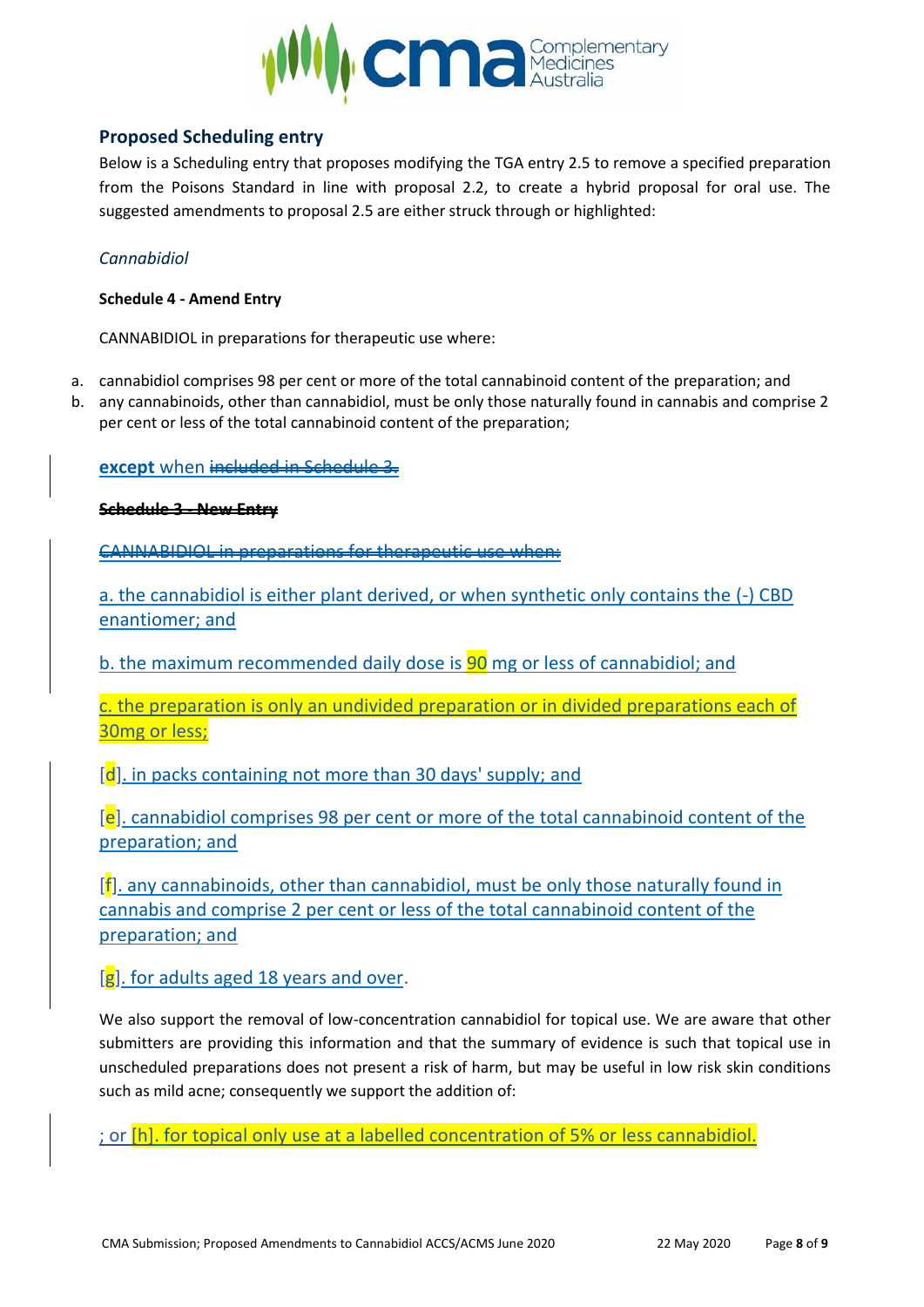## Proposed Scheduling entry

Below is a Scheduling entry that proposes modifying the TGA entry 2.5 to remove a specified preparation from the Poisons Standard in line with proposal 2.2, to create a hybrid proposal for oral use. The suggested amendments to proposal 2.5 are either struck through or highlighted:

*Cannabidiol*

**Schedule 4 - Amend Entry**

CANNABIDIOL in preparations for therapeutic use where:

a. cannabidiol comprises 98 per cent or more of the total cannabinoid content of the preparation; and
b. any cannabinoids, other than cannabidiol, must be only those naturally found in cannabis and comprise 2 per cent or less of the total cannabinoid content of the preparation;

**except** when ~~included in Schedule 3.~~

~~**Schedule 3 - New Entry**~~

~~CANNABIDIOL in preparations for therapeutic use when:~~

a. the cannabidiol is either plant derived, or when synthetic only contains the (-) CBD enantiomer; and

b. the maximum recommended daily dose is 90 mg or less of cannabidiol; and

c. the preparation is only an undivided preparation or in divided preparations each of 30mg or less;

[d]. in packs containing not more than 30 days' supply; and

[e]. cannabidiol comprises 98 per cent or more of the total cannabinoid content of the preparation; and

[f]. any cannabinoids, other than cannabidiol, must be only those naturally found in cannabis and comprise 2 per cent or less of the total cannabinoid content of the preparation; and

[g]. for adults aged 18 years and over.

We also support the removal of low-concentration cannabidiol for topical use. We are aware that other submitters are providing this information and that the summary of evidence is such that topical use in unscheduled preparations does not present a risk of harm, but may be useful in low risk skin conditions such as mild acne; consequently we support the addition of:

; or [h]. for topical only use at a labelled concentration of 5% or less cannabidiol.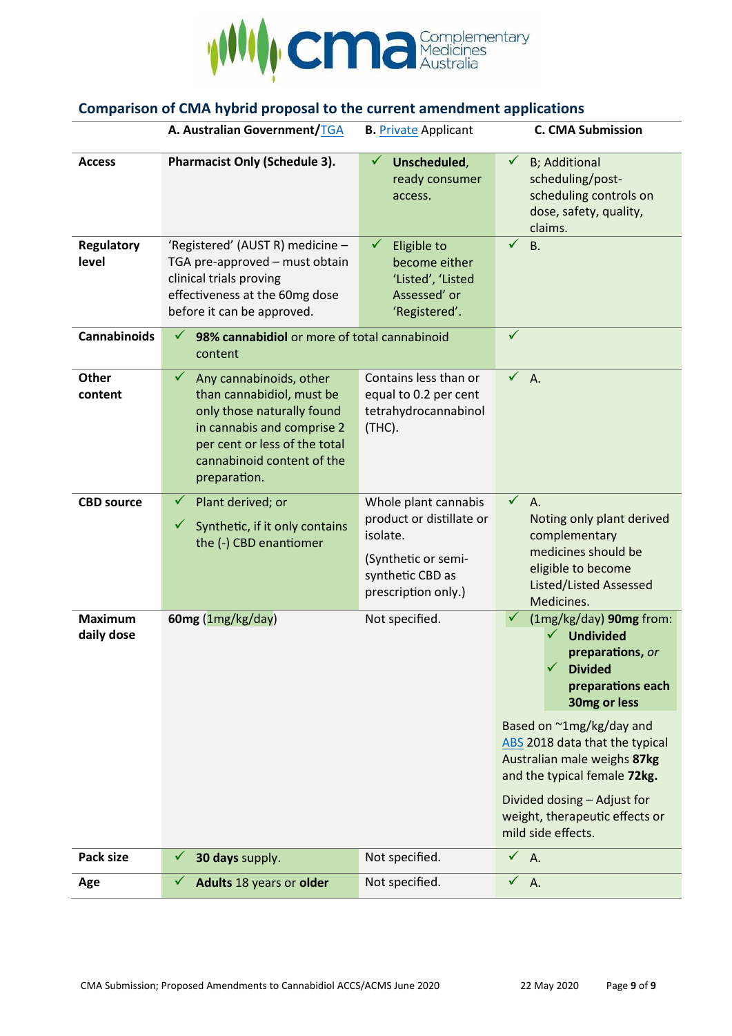Complementary Medicines Australia

## Comparison of CMA hybrid proposal to the current amendment applications

| | A. Australian Government/TGA | B. Private Applicant | C. CMA Submission |
|---|---|---|---|
| **Access** | **Pharmacist Only (Schedule 3).** | ✓ **Unscheduled**, ready consumer access. | ✓ B; Additional scheduling/post-scheduling controls on dose, safety, quality, claims. |
| **Regulatory level** | 'Registered' (AUST R) medicine – TGA pre-approved – must obtain clinical trials proving effectiveness at the 60mg dose before it can be approved. | ✓ Eligible to become either 'Listed', 'Listed Assessed' or 'Registered'. | ✓ B. |
| **Cannabinoids** | ✓ **98% cannabidiol** or more of total cannabinoid content | | ✓ |
| **Other content** | ✓ Any cannabinoids, other than cannabidiol, must be only those naturally found in cannabis and comprise 2 per cent or less of the total cannabinoid content of the preparation. | Contains less than or equal to 0.2 per cent tetrahydrocannabinol (THC). | ✓ A. |
| **CBD source** | ✓ Plant derived; or<br>✓ Synthetic, if it only contains the (-) CBD enantiomer | Whole plant cannabis product or distillate or isolate.<br>(Synthetic or semi-synthetic CBD as prescription only.) | ✓ A.<br>Noting only plant derived complementary medicines should be eligible to become Listed/Listed Assessed Medicines. |
| **Maximum daily dose** | **60mg** (1mg/kg/day) | Not specified. | ✓ (1mg/kg/day) **90mg** from:<br>✓ **Undivided preparations**, *or*<br>✓ **Divided preparations each 30mg or less**<br>Based on ~1mg/kg/day and ABS 2018 data that the typical Australian male weighs **87kg** and the typical female **72kg.**<br>Divided dosing – Adjust for weight, therapeutic effects or mild side effects. |
| **Pack size** | ✓ **30 days** supply. | Not specified. | ✓ A. |
| **Age** | ✓ **Adults** 18 years or **older** | Not specified. | ✓ A. |

CMA Submission; Proposed Amendments to Cannabidiol ACCS/ACMS June 2020 — 22 May 2020